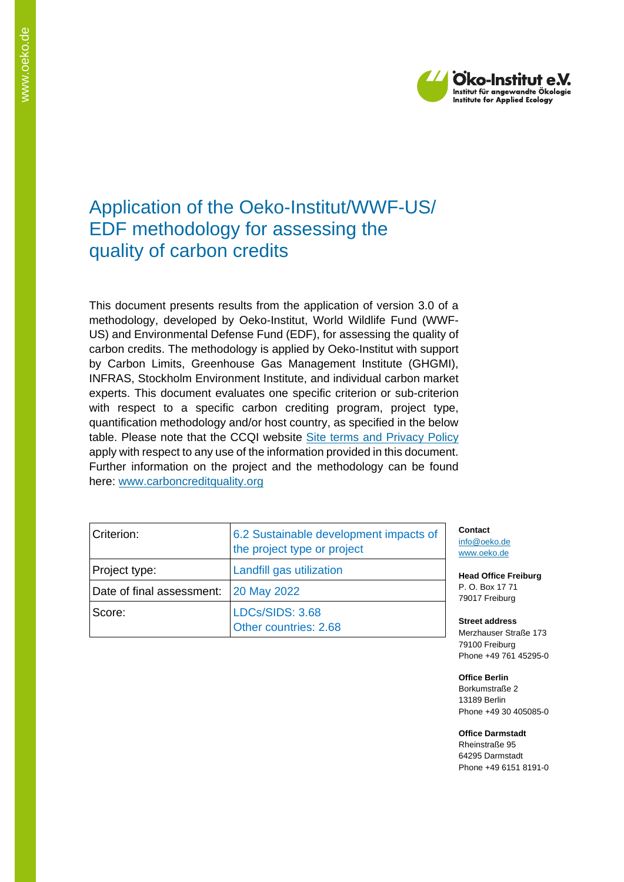# Application of the Oeko-Institut/WWF-US/ EDF methodology for assessing the quality of carbon credits

This document presents results from the application of version 3.0 of a methodology, developed by Oeko-Institut, World Wildlife Fund (WWF-US) and Environmental Defense Fund (EDF), for assessing the quality of carbon credits. The methodology is applied by Oeko-Institut with support by Carbon Limits, Greenhouse Gas Management Institute (GHGMI), INFRAS, Stockholm Environment Institute, and individual carbon market experts. This document evaluates one specific criterion or sub-criterion with respect to a specific carbon crediting program, project type, quantification methodology and/or host country, as specified in the below table. Please note that the CCQI website [Site terms and Privacy Policy](#) apply with respect to any use of the information provided in this document. Further information on the project and the methodology can be found here: [www.carboncreditquality.org](http://www.carboncreditquality.org)

| Criterion: | 6.2 Sustainable development impacts of the project type or project |
| --- | --- |
| Project type: | Landfill gas utilization |
| Date of final assessment: | 20 May 2022 |
| Score: | LDCs/SIDS: 3.68<br>Other countries: 2.68 |

**Contact**
info@oeko.de
www.oeko.de

**Head Office Freiburg**
P. O. Box 17 71
79017 Freiburg

**Street address**
Merzhauser Straße 173
79100 Freiburg
Phone +49 761 45295-0

**Office Berlin**
Borkumstraße 2
13189 Berlin
Phone +49 30 405085-0

**Office Darmstadt**
Rheinstraße 95
64295 Darmstadt
Phone +49 6151 8191-0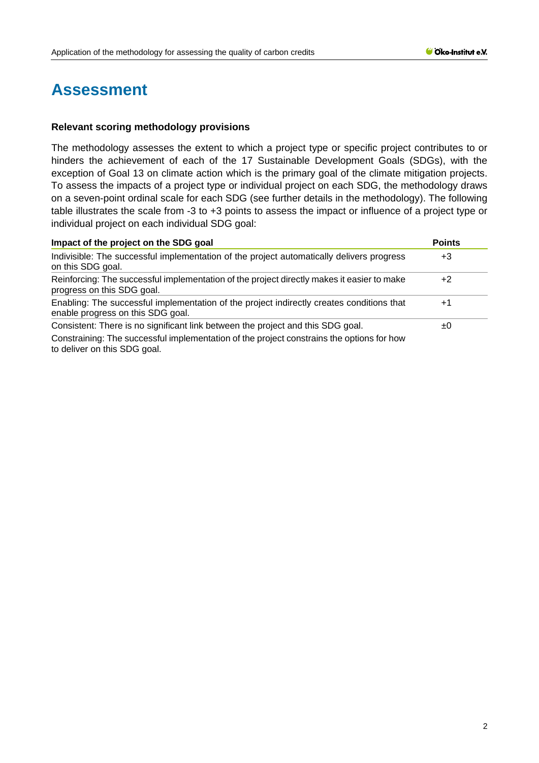# Assessment

**Relevant scoring methodology provisions**

The methodology assesses the extent to which a project type or specific project contributes to or hinders the achievement of each of the 17 Sustainable Development Goals (SDGs), with the exception of Goal 13 on climate action which is the primary goal of the climate mitigation projects. To assess the impacts of a project type or individual project on each SDG, the methodology draws on a seven-point ordinal scale for each SDG (see further details in the methodology). The following table illustrates the scale from -3 to +3 points to assess the impact or influence of a project type or individual project on each individual SDG goal:

| Impact of the project on the SDG goal | Points |
|---|---|
| Indivisible: The successful implementation of the project automatically delivers progress on this SDG goal. | +3 |
| Reinforcing: The successful implementation of the project directly makes it easier to make progress on this SDG goal. | +2 |
| Enabling: The successful implementation of the project indirectly creates conditions that enable progress on this SDG goal. | +1 |
| Consistent: There is no significant link between the project and this SDG goal. | ±0 |
| Constraining: The successful implementation of the project constrains the options for how to deliver on this SDG goal. | |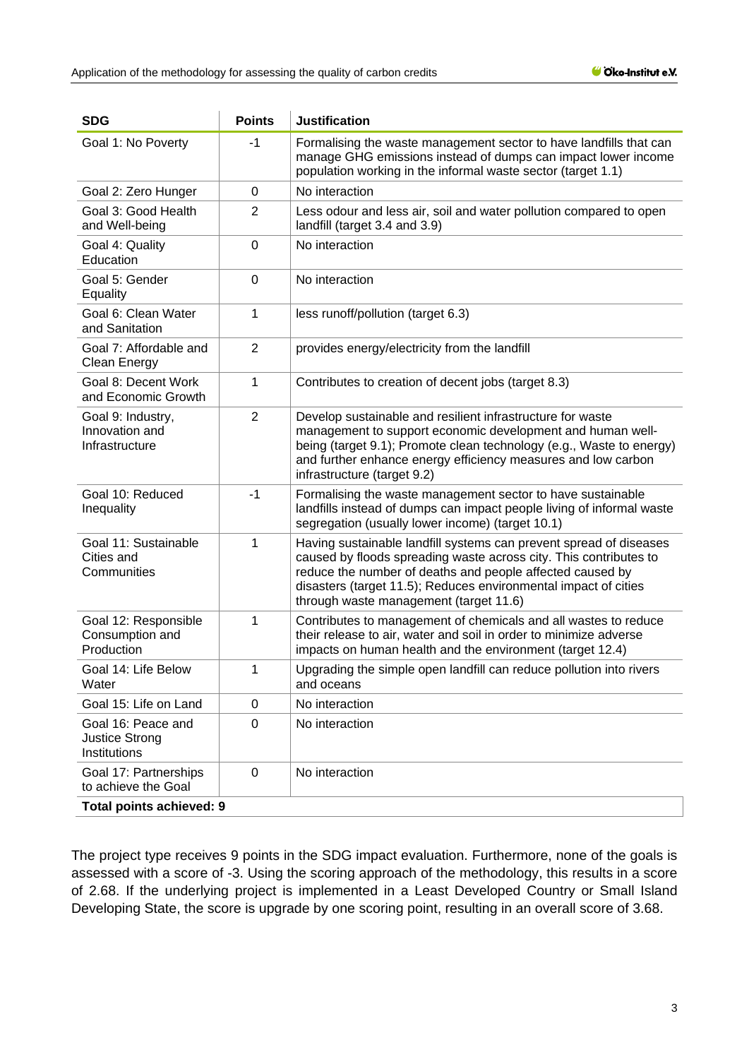| SDG | Points | Justification |
|---|---|---|
| Goal 1: No Poverty | -1 | Formalising the waste management sector to have landfills that can manage GHG emissions instead of dumps can impact lower income population working in the informal waste sector (target 1.1) |
| Goal 2: Zero Hunger | 0 | No interaction |
| Goal 3: Good Health and Well-being | 2 | Less odour and less air, soil and water pollution compared to open landfill (target 3.4 and 3.9) |
| Goal 4: Quality Education | 0 | No interaction |
| Goal 5: Gender Equality | 0 | No interaction |
| Goal 6: Clean Water and Sanitation | 1 | less runoff/pollution (target 6.3) |
| Goal 7: Affordable and Clean Energy | 2 | provides energy/electricity from the landfill |
| Goal 8: Decent Work and Economic Growth | 1 | Contributes to creation of decent jobs (target 8.3) |
| Goal 9: Industry, Innovation and Infrastructure | 2 | Develop sustainable and resilient infrastructure for waste management to support economic development and human well-being (target 9.1); Promote clean technology (e.g., Waste to energy) and further enhance energy efficiency measures and low carbon infrastructure (target 9.2) |
| Goal 10: Reduced Inequality | -1 | Formalising the waste management sector to have sustainable landfills instead of dumps can impact people living of informal waste segregation (usually lower income) (target 10.1) |
| Goal 11: Sustainable Cities and Communities | 1 | Having sustainable landfill systems can prevent spread of diseases caused by floods spreading waste across city. This contributes to reduce the number of deaths and people affected caused by disasters (target 11.5); Reduces environmental impact of cities through waste management (target 11.6) |
| Goal 12: Responsible Consumption and Production | 1 | Contributes to management of chemicals and all wastes to reduce their release to air, water and soil in order to minimize adverse impacts on human health and the environment (target 12.4) |
| Goal 14: Life Below Water | 1 | Upgrading the simple open landfill can reduce pollution into rivers and oceans |
| Goal 15: Life on Land | 0 | No interaction |
| Goal 16: Peace and Justice Strong Institutions | 0 | No interaction |
| Goal 17: Partnerships to achieve the Goal | 0 | No interaction |
| **Total points achieved: 9** | | |

The project type receives 9 points in the SDG impact evaluation. Furthermore, none of the goals is assessed with a score of -3. Using the scoring approach of the methodology, this results in a score of 2.68. If the underlying project is implemented in a Least Developed Country or Small Island Developing State, the score is upgrade by one scoring point, resulting in an overall score of 3.68.